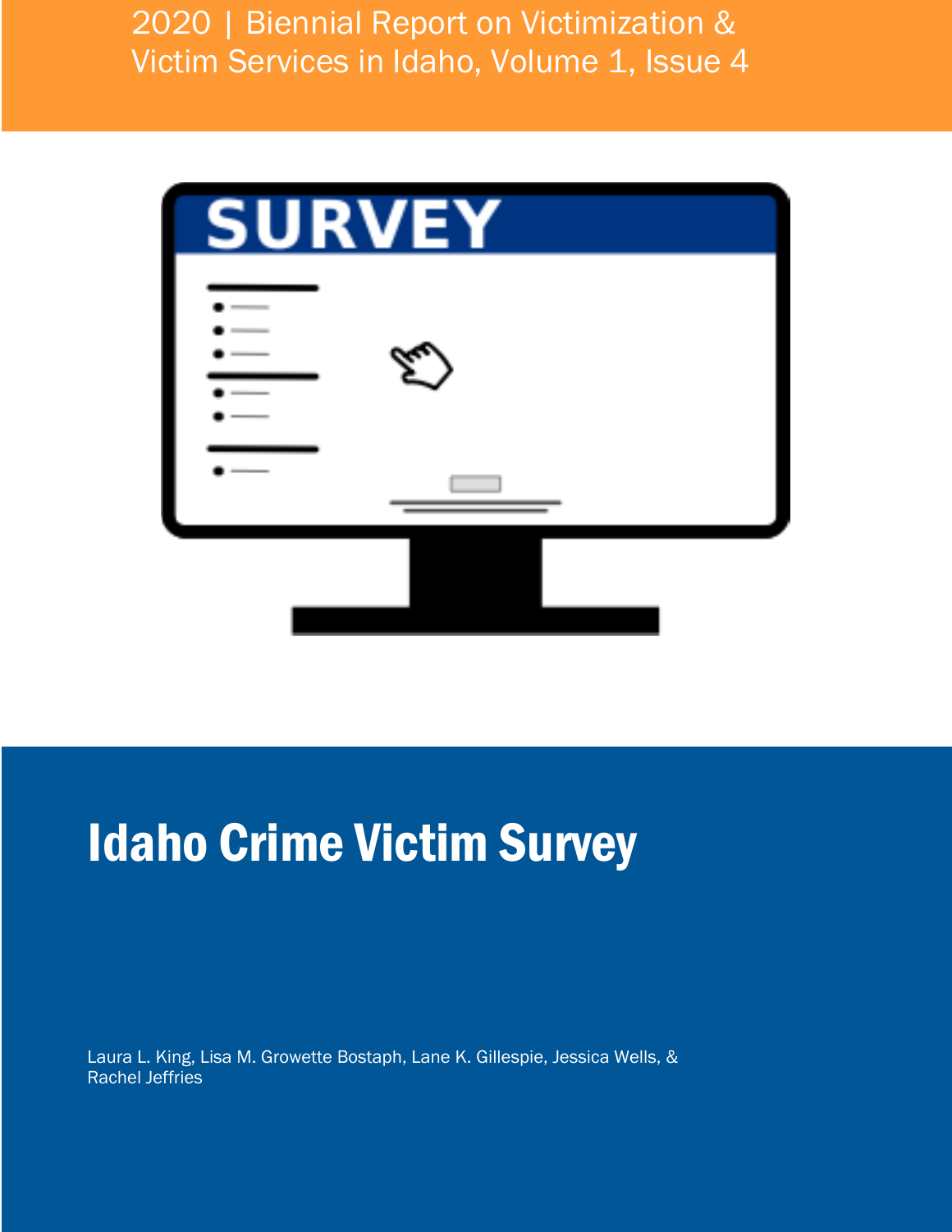2020 | Biennial Report on Victimization & Victim Services in Idaho, Volume 1, Issue 4

# Idaho Crime Victim Survey

Laura L. King, Lisa M. Growette Bostaph, Lane K. Gillespie, Jessica Wells, & Rachel Jeffries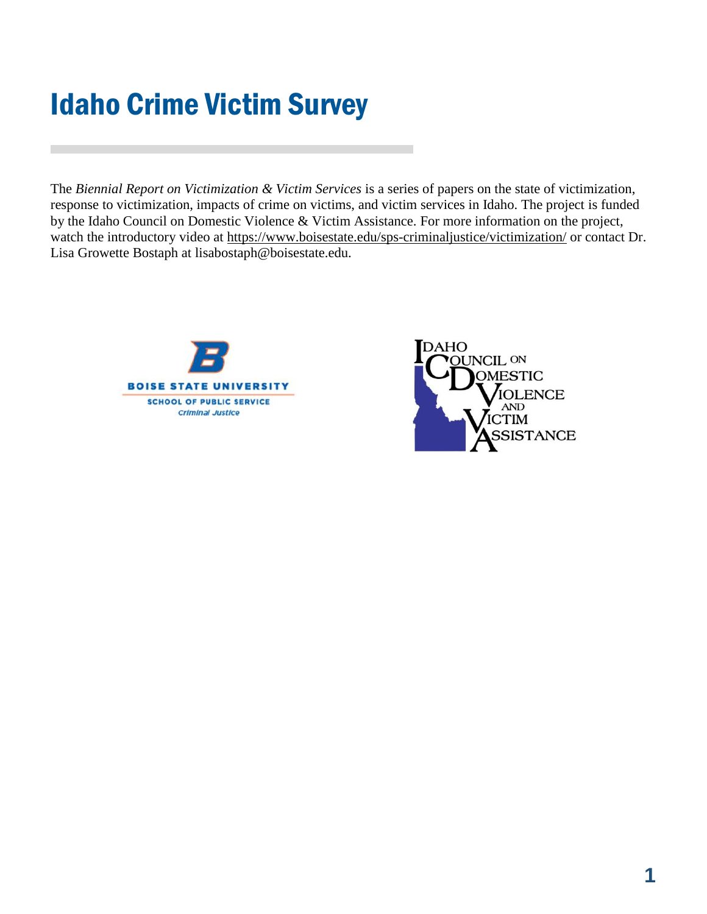# Idaho Crime Victim Survey

The *Biennial Report on Victimization & Victim Services* is a series of papers on the state of victimization, response to victimization, impacts of crime on victims, and victim services in Idaho. The project is funded by the Idaho Council on Domestic Violence & Victim Assistance. For more information on the project, watch the introductory video at https://www.boisestate.edu/sps-criminaljustice/victimization/ or contact Dr. Lisa Growette Bostaph at lisabostaph@boisestate.edu.

BOISE STATE UNIVERSITY
SCHOOL OF PUBLIC SERVICE
Criminal Justice

IDAHO COUNCIL ON DOMESTIC VIOLENCE AND VICTIM ASSISTANCE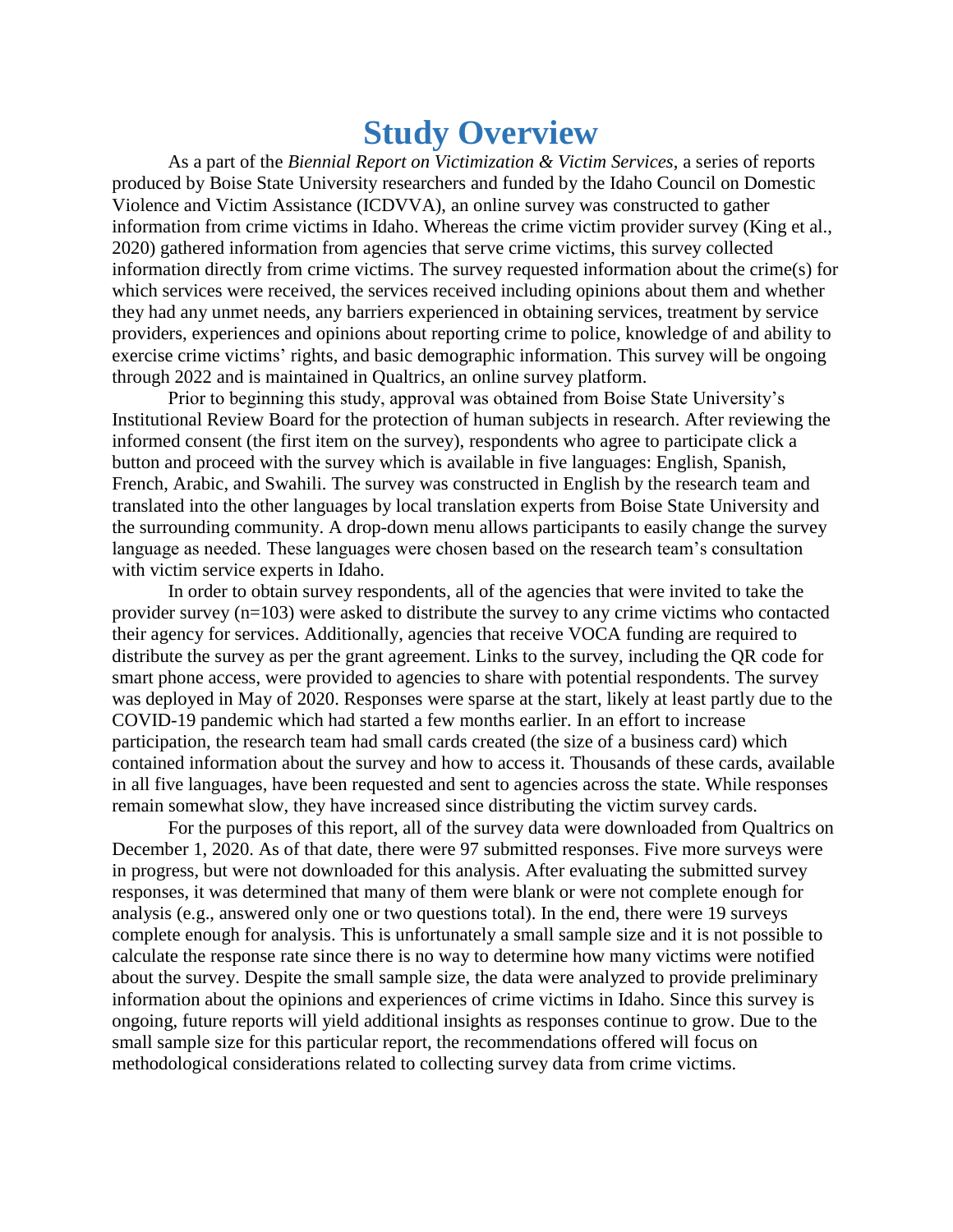# Study Overview

As a part of the *Biennial Report on Victimization & Victim Services*, a series of reports produced by Boise State University researchers and funded by the Idaho Council on Domestic Violence and Victim Assistance (ICDVVA), an online survey was constructed to gather information from crime victims in Idaho. Whereas the crime victim provider survey (King et al., 2020) gathered information from agencies that serve crime victims, this survey collected information directly from crime victims. The survey requested information about the crime(s) for which services were received, the services received including opinions about them and whether they had any unmet needs, any barriers experienced in obtaining services, treatment by service providers, experiences and opinions about reporting crime to police, knowledge of and ability to exercise crime victims' rights, and basic demographic information. This survey will be ongoing through 2022 and is maintained in Qualtrics, an online survey platform.

Prior to beginning this study, approval was obtained from Boise State University's Institutional Review Board for the protection of human subjects in research. After reviewing the informed consent (the first item on the survey), respondents who agree to participate click a button and proceed with the survey which is available in five languages: English, Spanish, French, Arabic, and Swahili. The survey was constructed in English by the research team and translated into the other languages by local translation experts from Boise State University and the surrounding community. A drop-down menu allows participants to easily change the survey language as needed. These languages were chosen based on the research team's consultation with victim service experts in Idaho.

In order to obtain survey respondents, all of the agencies that were invited to take the provider survey (n=103) were asked to distribute the survey to any crime victims who contacted their agency for services. Additionally, agencies that receive VOCA funding are required to distribute the survey as per the grant agreement. Links to the survey, including the QR code for smart phone access, were provided to agencies to share with potential respondents. The survey was deployed in May of 2020. Responses were sparse at the start, likely at least partly due to the COVID-19 pandemic which had started a few months earlier. In an effort to increase participation, the research team had small cards created (the size of a business card) which contained information about the survey and how to access it. Thousands of these cards, available in all five languages, have been requested and sent to agencies across the state. While responses remain somewhat slow, they have increased since distributing the victim survey cards.

For the purposes of this report, all of the survey data were downloaded from Qualtrics on December 1, 2020. As of that date, there were 97 submitted responses. Five more surveys were in progress, but were not downloaded for this analysis. After evaluating the submitted survey responses, it was determined that many of them were blank or were not complete enough for analysis (e.g., answered only one or two questions total). In the end, there were 19 surveys complete enough for analysis. This is unfortunately a small sample size and it is not possible to calculate the response rate since there is no way to determine how many victims were notified about the survey. Despite the small sample size, the data were analyzed to provide preliminary information about the opinions and experiences of crime victims in Idaho. Since this survey is ongoing, future reports will yield additional insights as responses continue to grow. Due to the small sample size for this particular report, the recommendations offered will focus on methodological considerations related to collecting survey data from crime victims.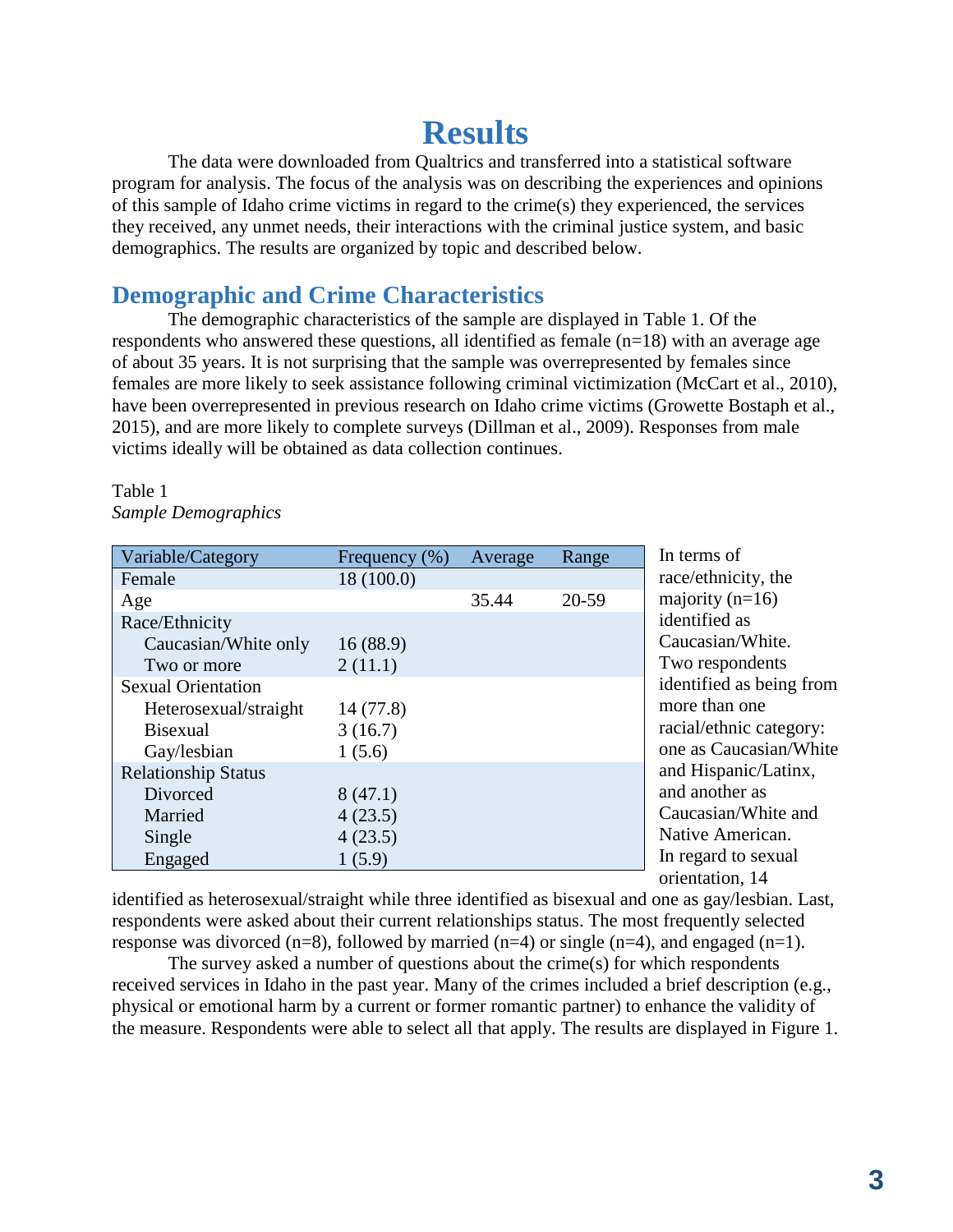# Results

The data were downloaded from Qualtrics and transferred into a statistical software program for analysis. The focus of the analysis was on describing the experiences and opinions of this sample of Idaho crime victims in regard to the crime(s) they experienced, the services they received, any unmet needs, their interactions with the criminal justice system, and basic demographics. The results are organized by topic and described below.

## Demographic and Crime Characteristics

The demographic characteristics of the sample are displayed in Table 1. Of the respondents who answered these questions, all identified as female (n=18) with an average age of about 35 years. It is not surprising that the sample was overrepresented by females since females are more likely to seek assistance following criminal victimization (McCart et al., 2010), have been overrepresented in previous research on Idaho crime victims (Growette Bostaph et al., 2015), and are more likely to complete surveys (Dillman et al., 2009). Responses from male victims ideally will be obtained as data collection continues.

Table 1
*Sample Demographics*

| Variable/Category | Frequency (%) | Average | Range |
|---|---|---|---|
| Female | 18 (100.0) | | |
| Age | | 35.44 | 20-59 |
| Race/Ethnicity | | | |
| Caucasian/White only | 16 (88.9) | | |
| Two or more | 2 (11.1) | | |
| Sexual Orientation | | | |
| Heterosexual/straight | 14 (77.8) | | |
| Bisexual | 3 (16.7) | | |
| Gay/lesbian | 1 (5.6) | | |
| Relationship Status | | | |
| Divorced | 8 (47.1) | | |
| Married | 4 (23.5) | | |
| Single | 4 (23.5) | | |
| Engaged | 1 (5.9) | | |

In terms of race/ethnicity, the majority (n=16) identified as Caucasian/White. Two respondents identified as being from more than one racial/ethnic category: one as Caucasian/White and Hispanic/Latinx, and another as Caucasian/White and Native American. In regard to sexual orientation, 14 identified as heterosexual/straight while three identified as bisexual and one as gay/lesbian. Last, respondents were asked about their current relationships status. The most frequently selected response was divorced (n=8), followed by married (n=4) or single (n=4), and engaged (n=1).

The survey asked a number of questions about the crime(s) for which respondents received services in Idaho in the past year. Many of the crimes included a brief description (e.g., physical or emotional harm by a current or former romantic partner) to enhance the validity of the measure. Respondents were able to select all that apply. The results are displayed in Figure 1.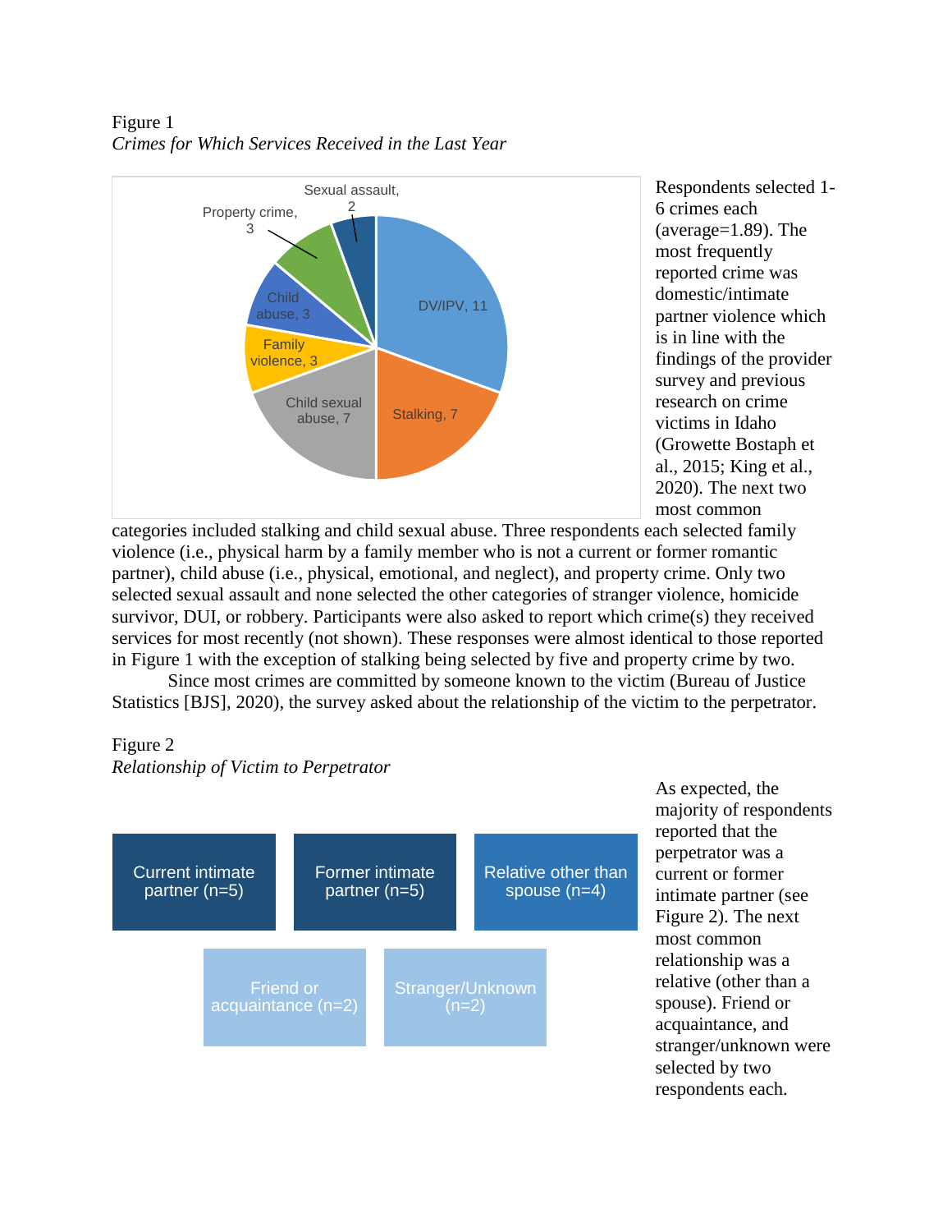Figure 1

*Crimes for Which Services Received in the Last Year*

Sexual assault, 2

Property crime, 3

Child abuse, 3

Family violence, 3

Child sexual abuse, 7

Stalking, 7

DV/IPV, 11

Respondents selected 1-6 crimes each (average=1.89). The most frequently reported crime was domestic/intimate partner violence which is in line with the findings of the provider survey and previous research on crime victims in Idaho (Growette Bostaph et al., 2015; King et al., 2020). The next two most common categories included stalking and child sexual abuse. Three respondents each selected family violence (i.e., physical harm by a family member who is not a current or former romantic partner), child abuse (i.e., physical, emotional, and neglect), and property crime. Only two selected sexual assault and none selected the other categories of stranger violence, homicide survivor, DUI, or robbery. Participants were also asked to report which crime(s) they received services for most recently (not shown). These responses were almost identical to those reported in Figure 1 with the exception of stalking being selected by five and property crime by two.

Since most crimes are committed by someone known to the victim (Bureau of Justice Statistics [BJS], 2020), the survey asked about the relationship of the victim to the perpetrator.

Figure 2

*Relationship of Victim to Perpetrator*

Current intimate partner (n=5)

Former intimate partner (n=5)

Relative other than spouse (n=4)

Friend or acquaintance (n=2)

Stranger/Unknown (n=2)

As expected, the majority of respondents reported that the perpetrator was a current or former intimate partner (see Figure 2). The next most common relationship was a relative (other than a spouse). Friend or acquaintance, and stranger/unknown were selected by two respondents each.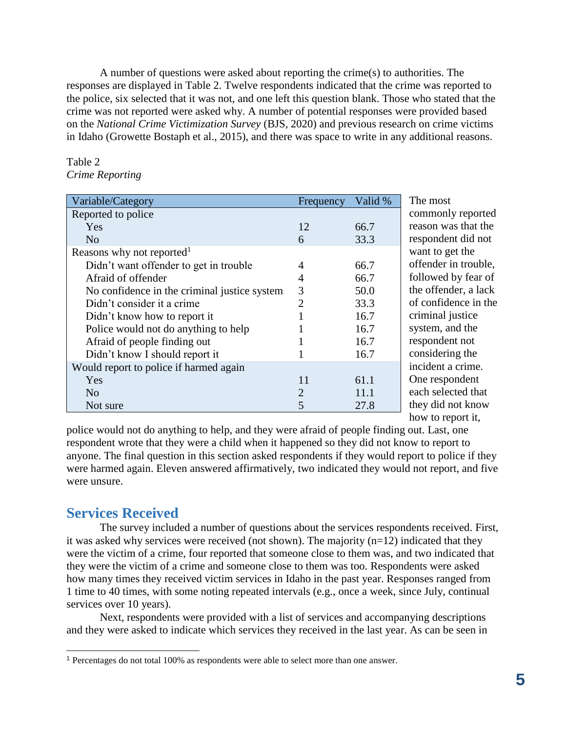A number of questions were asked about reporting the crime(s) to authorities. The responses are displayed in Table 2. Twelve respondents indicated that the crime was reported to the police, six selected that it was not, and one left this question blank. Those who stated that the crime was not reported were asked why. A number of potential responses were provided based on the *National Crime Victimization Survey* (BJS, 2020) and previous research on crime victims in Idaho (Growette Bostaph et al., 2015), and there was space to write in any additional reasons.

Table 2
*Crime Reporting*

| Variable/Category | Frequency | Valid % |
|---|---|---|
| Reported to police | | |
| Yes | 12 | 66.7 |
| No | 6 | 33.3 |
| Reasons why not reported[1] | | |
| Didn't want offender to get in trouble | 4 | 66.7 |
| Afraid of offender | 4 | 66.7 |
| No confidence in the criminal justice system | 3 | 50.0 |
| Didn't consider it a crime | 2 | 33.3 |
| Didn't know how to report it | 1 | 16.7 |
| Police would not do anything to help | 1 | 16.7 |
| Afraid of people finding out | 1 | 16.7 |
| Didn't know I should report it | 1 | 16.7 |
| Would report to police if harmed again | | |
| Yes | 11 | 61.1 |
| No | 2 | 11.1 |
| Not sure | 5 | 27.8 |

The most commonly reported reason was that the respondent did not want to get the offender in trouble, followed by fear of the offender, a lack of confidence in the criminal justice system, and the respondent not considering the incident a crime. One respondent each selected that they did not know how to report it, police would not do anything to help, and they were afraid of people finding out. Last, one respondent wrote that they were a child when it happened so they did not know to report to anyone. The final question in this section asked respondents if they would report to police if they were harmed again. Eleven answered affirmatively, two indicated they would not report, and five were unsure.

## Services Received

The survey included a number of questions about the services respondents received. First, it was asked why services were received (not shown). The majority (n=12) indicated that they were the victim of a crime, four reported that someone close to them was, and two indicated that they were the victim of a crime and someone close to them was too. Respondents were asked how many times they received victim services in Idaho in the past year. Responses ranged from 1 time to 40 times, with some noting repeated intervals (e.g., once a week, since July, continual services over 10 years).

Next, respondents were provided with a list of services and accompanying descriptions and they were asked to indicate which services they received in the last year. As can be seen in

[1] Percentages do not total 100% as respondents were able to select more than one answer.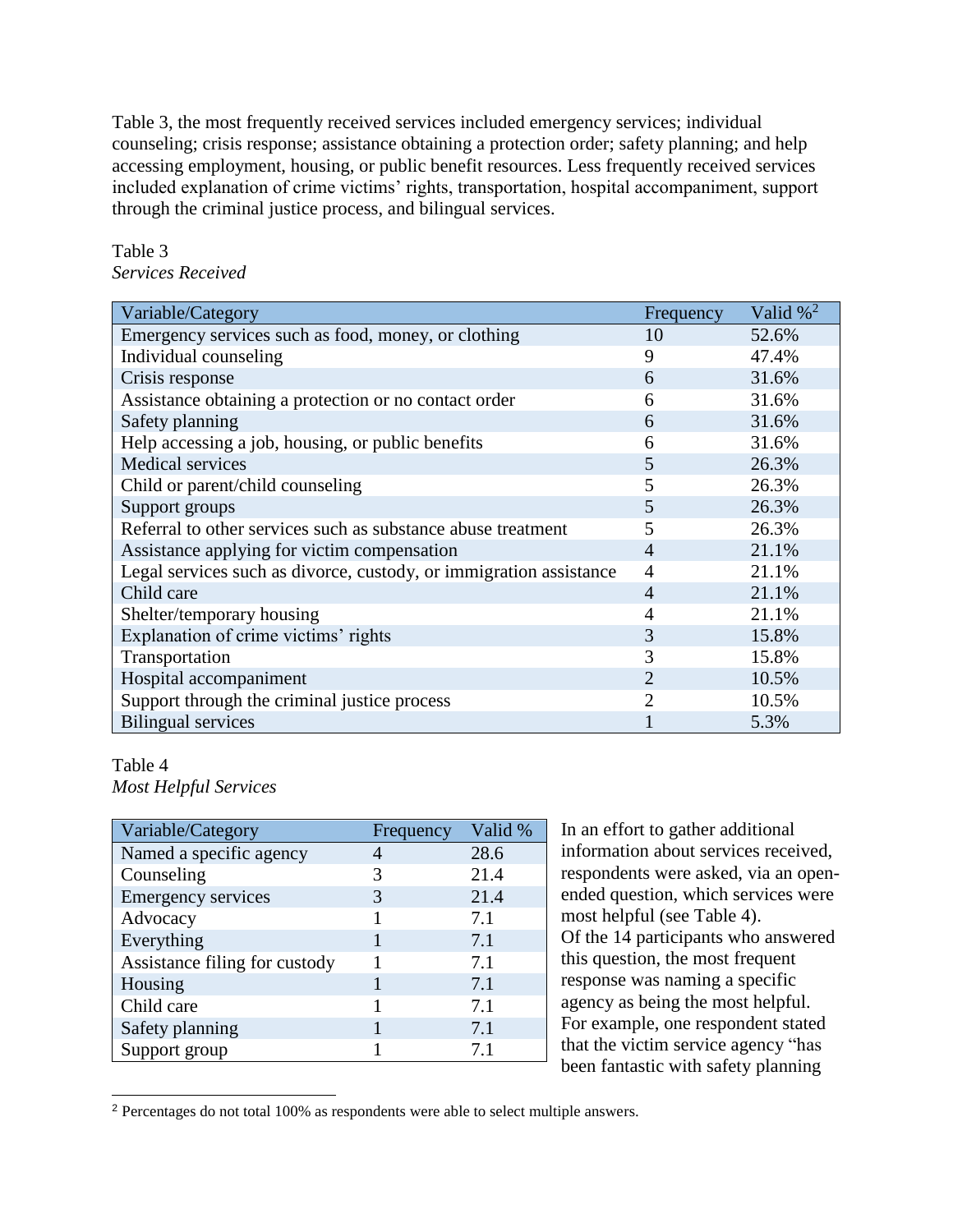Table 3, the most frequently received services included emergency services; individual counseling; crisis response; assistance obtaining a protection order; safety planning; and help accessing employment, housing, or public benefit resources. Less frequently received services included explanation of crime victims' rights, transportation, hospital accompaniment, support through the criminal justice process, and bilingual services.

Table 3
*Services Received*

| Variable/Category | Frequency | Valid %[2] |
|---|---|---|
| Emergency services such as food, money, or clothing | 10 | 52.6% |
| Individual counseling | 9 | 47.4% |
| Crisis response | 6 | 31.6% |
| Assistance obtaining a protection or no contact order | 6 | 31.6% |
| Safety planning | 6 | 31.6% |
| Help accessing a job, housing, or public benefits | 6 | 31.6% |
| Medical services | 5 | 26.3% |
| Child or parent/child counseling | 5 | 26.3% |
| Support groups | 5 | 26.3% |
| Referral to other services such as substance abuse treatment | 5 | 26.3% |
| Assistance applying for victim compensation | 4 | 21.1% |
| Legal services such as divorce, custody, or immigration assistance | 4 | 21.1% |
| Child care | 4 | 21.1% |
| Shelter/temporary housing | 4 | 21.1% |
| Explanation of crime victims' rights | 3 | 15.8% |
| Transportation | 3 | 15.8% |
| Hospital accompaniment | 2 | 10.5% |
| Support through the criminal justice process | 2 | 10.5% |
| Bilingual services | 1 | 5.3% |

Table 4
*Most Helpful Services*

| Variable/Category | Frequency | Valid % |
|---|---|---|
| Named a specific agency | 4 | 28.6 |
| Counseling | 3 | 21.4 |
| Emergency services | 3 | 21.4 |
| Advocacy | 1 | 7.1 |
| Everything | 1 | 7.1 |
| Assistance filing for custody | 1 | 7.1 |
| Housing | 1 | 7.1 |
| Child care | 1 | 7.1 |
| Safety planning | 1 | 7.1 |
| Support group | 1 | 7.1 |

In an effort to gather additional information about services received, respondents were asked, via an open-ended question, which services were most helpful (see Table 4). Of the 14 participants who answered this question, the most frequent response was naming a specific agency as being the most helpful. For example, one respondent stated that the victim service agency "has been fantastic with safety planning

[2] Percentages do not total 100% as respondents were able to select multiple answers.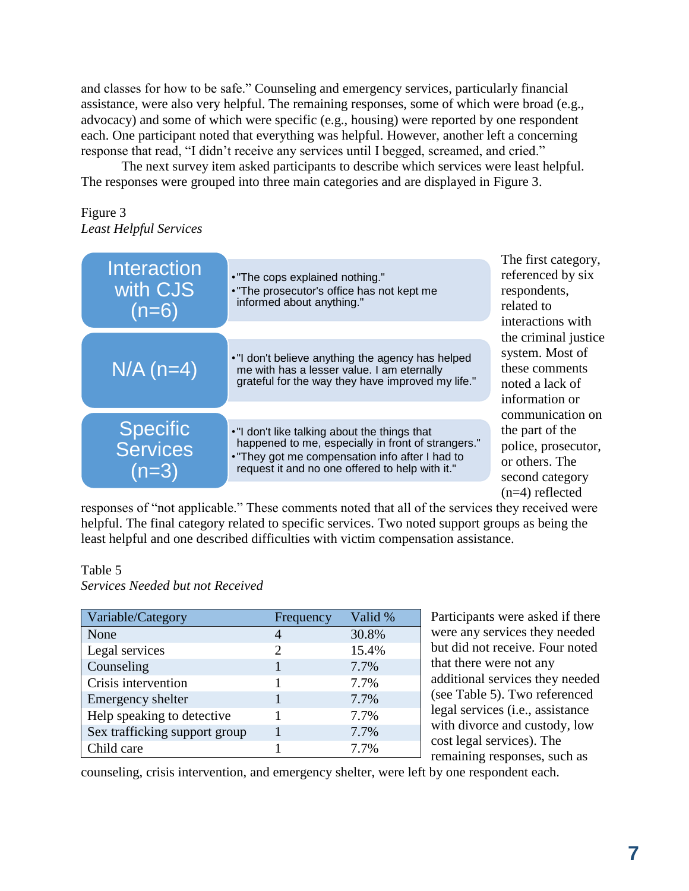and classes for how to be safe." Counseling and emergency services, particularly financial assistance, were also very helpful. The remaining responses, some of which were broad (e.g., advocacy) and some of which were specific (e.g., housing) were reported by one respondent each. One participant noted that everything was helpful. However, another left a concerning response that read, "I didn't receive any services until I begged, screamed, and cried."

The next survey item asked participants to describe which services were least helpful. The responses were grouped into three main categories and are displayed in Figure 3.

Figure 3
*Least Helpful Services*

Interaction with CJS (n=6)

- "The cops explained nothing."
- "The prosecutor's office has not kept me informed about anything."

N/A (n=4)

- "I don't believe anything the agency has helped me with has a lesser value. I am eternally grateful for the way they have improved my life."

Specific Services (n=3)

- "I don't like talking about the things that happened to me, especially in front of strangers."
- "They got me compensation info after I had to request it and no one offered to help with it."

The first category, referenced by six respondents, related to interactions with the criminal justice system. Most of these comments noted a lack of information or communication on the part of the police, prosecutor, or others. The second category (n=4) reflected responses of "not applicable." These comments noted that all of the services they received were helpful. The final category related to specific services. Two noted support groups as being the least helpful and one described difficulties with victim compensation assistance.

Table 5
*Services Needed but not Received*

| Variable/Category | Frequency | Valid % |
|---|---|---|
| None | 4 | 30.8% |
| Legal services | 2 | 15.4% |
| Counseling | 1 | 7.7% |
| Crisis intervention | 1 | 7.7% |
| Emergency shelter | 1 | 7.7% |
| Help speaking to detective | 1 | 7.7% |
| Sex trafficking support group | 1 | 7.7% |
| Child care | 1 | 7.7% |

Participants were asked if there were any services they needed but did not receive. Four noted that there were not any additional services they needed (see Table 5). Two referenced legal services (i.e., assistance with divorce and custody, low cost legal services). The remaining responses, such as counseling, crisis intervention, and emergency shelter, were left by one respondent each.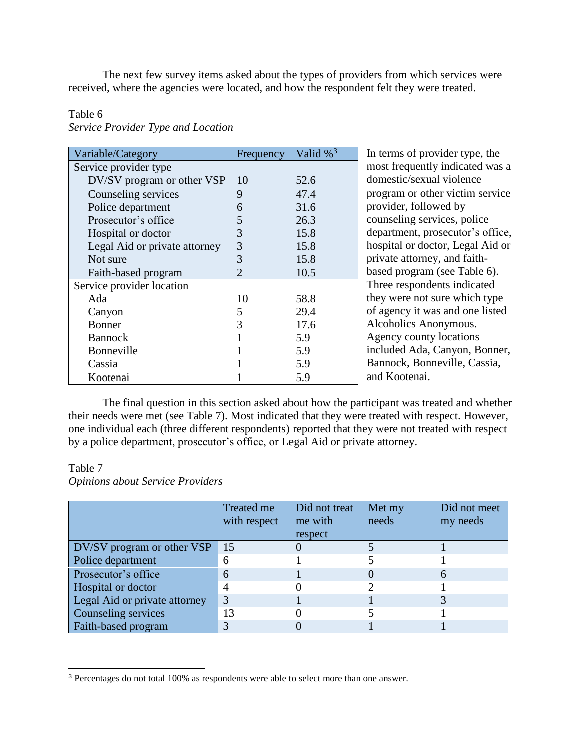The next few survey items asked about the types of providers from which services were received, where the agencies were located, and how the respondent felt they were treated.

Table 6

*Service Provider Type and Location*

| Variable/Category | Frequency | Valid %[3] |
|---|---|---|
| Service provider type | | |
| DV/SV program or other VSP | 10 | 52.6 |
| Counseling services | 9 | 47.4 |
| Police department | 6 | 31.6 |
| Prosecutor's office | 5 | 26.3 |
| Hospital or doctor | 3 | 15.8 |
| Legal Aid or private attorney | 3 | 15.8 |
| Not sure | 3 | 15.8 |
| Faith-based program | 2 | 10.5 |
| Service provider location | | |
| Ada | 10 | 58.8 |
| Canyon | 5 | 29.4 |
| Bonner | 3 | 17.6 |
| Bannock | 1 | 5.9 |
| Bonneville | 1 | 5.9 |
| Cassia | 1 | 5.9 |
| Kootenai | 1 | 5.9 |

In terms of provider type, the most frequently indicated was a domestic/sexual violence program or other victim service provider, followed by counseling services, police department, prosecutor's office, hospital or doctor, Legal Aid or private attorney, and faith-based program (see Table 6). Three respondents indicated they were not sure which type of agency it was and one listed Alcoholics Anonymous. Agency county locations included Ada, Canyon, Bonner, Bannock, Bonneville, Cassia, and Kootenai.

The final question in this section asked about how the participant was treated and whether their needs were met (see Table 7). Most indicated that they were treated with respect. However, one individual each (three different respondents) reported that they were not treated with respect by a police department, prosecutor's office, or Legal Aid or private attorney.

Table 7

*Opinions about Service Providers*

| | Treated me with respect | Did not treat me with respect | Met my needs | Did not meet my needs |
|---|---|---|---|---|
| DV/SV program or other VSP | 15 | 0 | 5 | 1 |
| Police department | 6 | 1 | 5 | 1 |
| Prosecutor's office | 6 | 1 | 0 | 6 |
| Hospital or doctor | 4 | 0 | 2 | 1 |
| Legal Aid or private attorney | 3 | 1 | 1 | 3 |
| Counseling services | 13 | 0 | 5 | 1 |
| Faith-based program | 3 | 0 | 1 | 1 |

[3] Percentages do not total 100% as respondents were able to select more than one answer.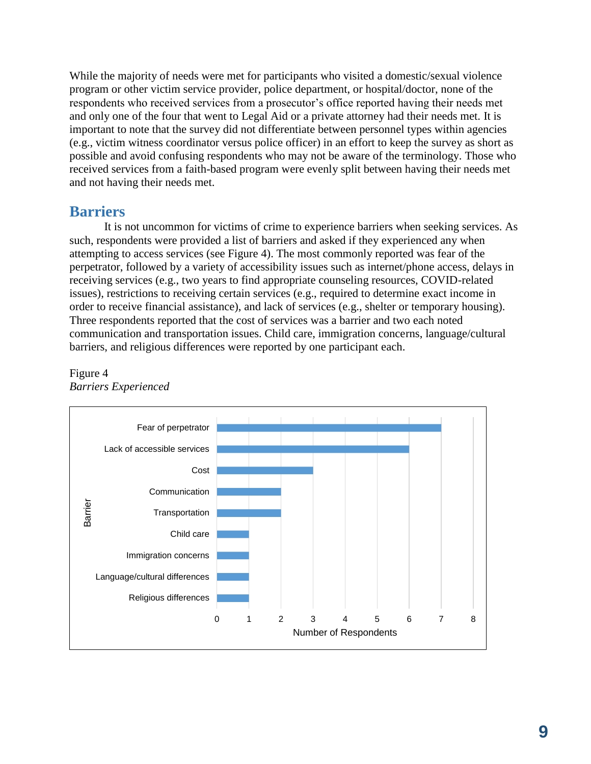While the majority of needs were met for participants who visited a domestic/sexual violence program or other victim service provider, police department, or hospital/doctor, none of the respondents who received services from a prosecutor's office reported having their needs met and only one of the four that went to Legal Aid or a private attorney had their needs met. It is important to note that the survey did not differentiate between personnel types within agencies (e.g., victim witness coordinator versus police officer) in an effort to keep the survey as short as possible and avoid confusing respondents who may not be aware of the terminology. Those who received services from a faith-based program were evenly split between having their needs met and not having their needs met.

## Barriers

It is not uncommon for victims of crime to experience barriers when seeking services. As such, respondents were provided a list of barriers and asked if they experienced any when attempting to access services (see Figure 4). The most commonly reported was fear of the perpetrator, followed by a variety of accessibility issues such as internet/phone access, delays in receiving services (e.g., two years to find appropriate counseling resources, COVID-related issues), restrictions to receiving certain services (e.g., required to determine exact income in order to receive financial assistance), and lack of services (e.g., shelter or temporary housing). Three respondents reported that the cost of services was a barrier and two each noted communication and transportation issues. Child care, immigration concerns, language/cultural barriers, and religious differences were reported by one participant each.

Figure 4
*Barriers Experienced*

| Barrier | Number of Respondents |
|---|---|
| Fear of perpetrator | 7 |
| Lack of accessible services | 6 |
| Cost | 3 |
| Communication | 2 |
| Transportation | 2 |
| Child care | 1 |
| Immigration concerns | 1 |
| Language/cultural differences | 1 |
| Religious differences | 1 |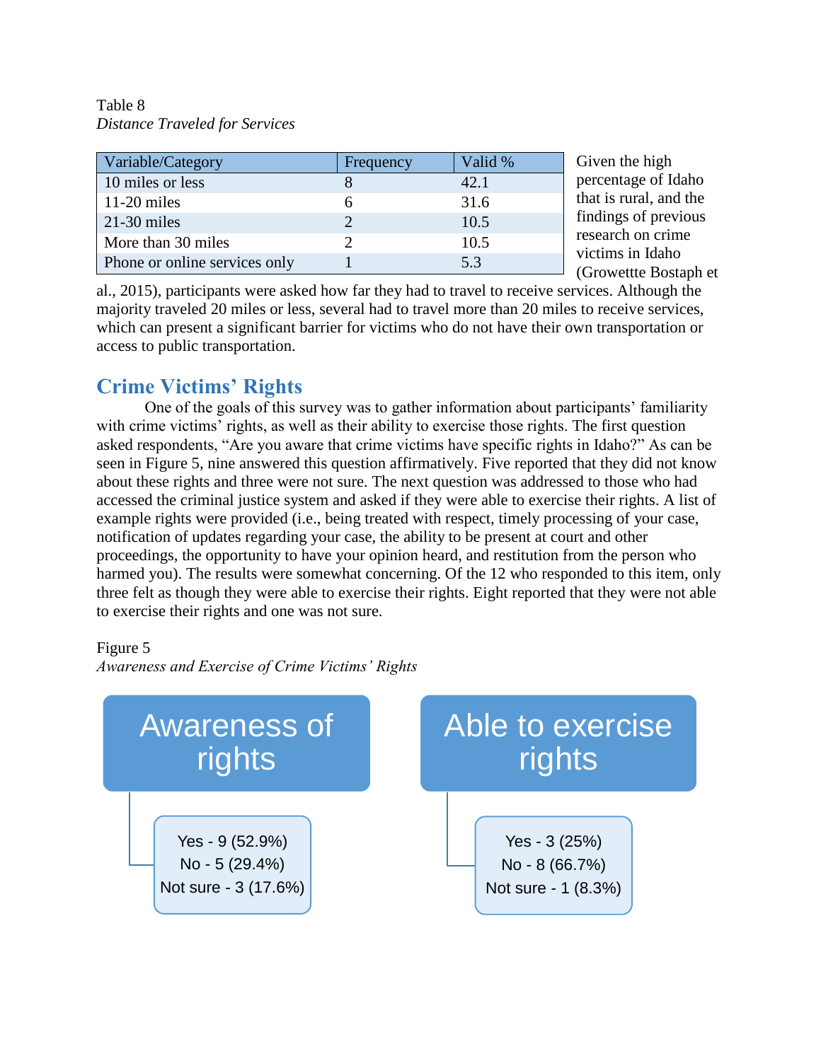Table 8

*Distance Traveled for Services*

| Variable/Category | Frequency | Valid % |
|---|---|---|
| 10 miles or less | 8 | 42.1 |
| 11-20 miles | 6 | 31.6 |
| 21-30 miles | 2 | 10.5 |
| More than 30 miles | 2 | 10.5 |
| Phone or online services only | 1 | 5.3 |

Given the high percentage of Idaho that is rural, and the findings of previous research on crime victims in Idaho (Growettte Bostaph et al., 2015), participants were asked how far they had to travel to receive services. Although the majority traveled 20 miles or less, several had to travel more than 20 miles to receive services, which can present a significant barrier for victims who do not have their own transportation or access to public transportation.

## Crime Victims' Rights

One of the goals of this survey was to gather information about participants' familiarity with crime victims' rights, as well as their ability to exercise those rights. The first question asked respondents, "Are you aware that crime victims have specific rights in Idaho?" As can be seen in Figure 5, nine answered this question affirmatively. Five reported that they did not know about these rights and three were not sure. The next question was addressed to those who had accessed the criminal justice system and asked if they were able to exercise their rights. A list of example rights were provided (i.e., being treated with respect, timely processing of your case, notification of updates regarding your case, the ability to be present at court and other proceedings, the opportunity to have your opinion heard, and restitution from the person who harmed you). The results were somewhat concerning. Of the 12 who responded to this item, only three felt as though they were able to exercise their rights. Eight reported that they were not able to exercise their rights and one was not sure.

Figure 5

*Awareness and Exercise of Crime Victims' Rights*

Awareness of rights

Yes - 9 (52.9%)
No - 5 (29.4%)
Not sure - 3 (17.6%)

Able to exercise rights

Yes - 3 (25%)
No - 8 (66.7%)
Not sure - 1 (8.3%)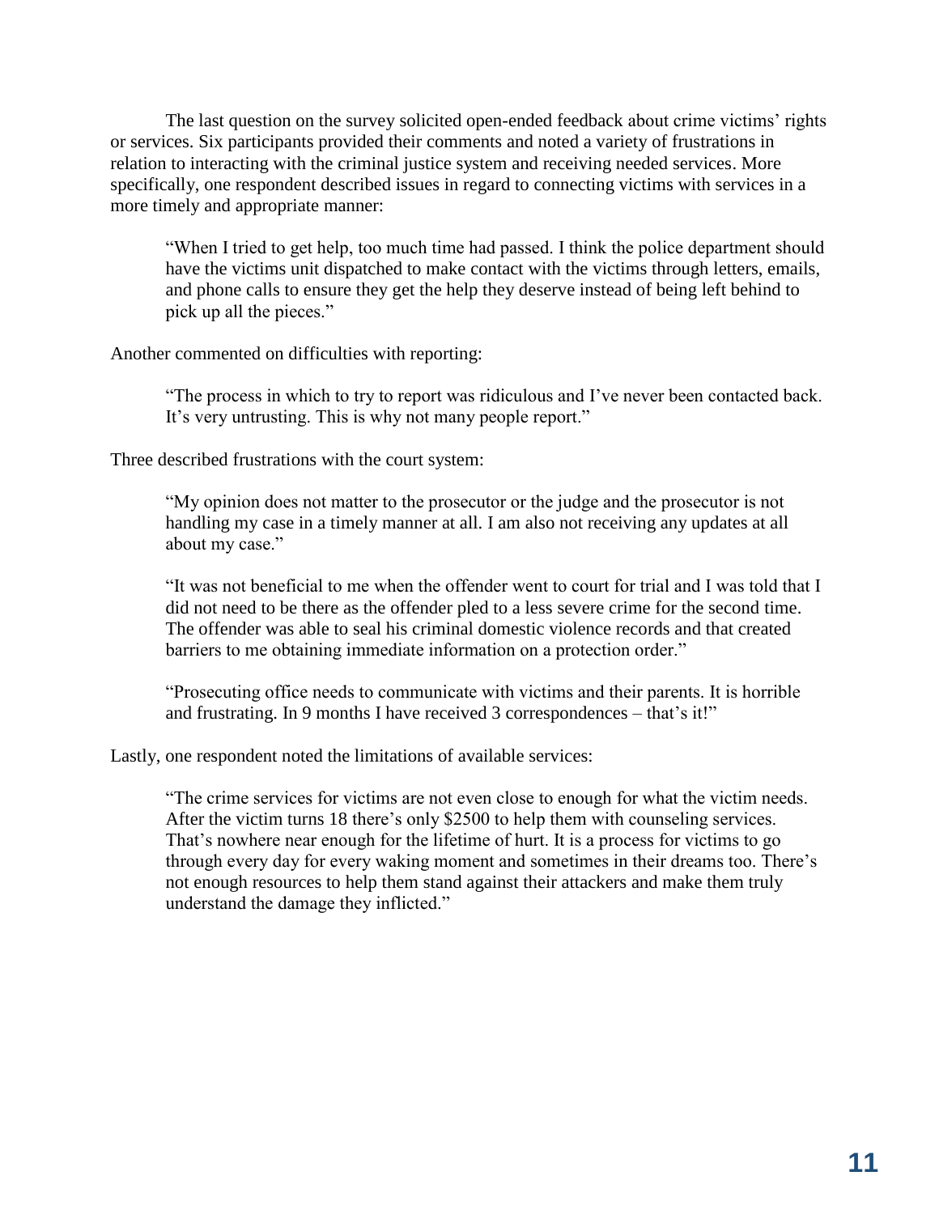The last question on the survey solicited open-ended feedback about crime victims' rights or services. Six participants provided their comments and noted a variety of frustrations in relation to interacting with the criminal justice system and receiving needed services. More specifically, one respondent described issues in regard to connecting victims with services in a more timely and appropriate manner:

> "When I tried to get help, too much time had passed. I think the police department should have the victims unit dispatched to make contact with the victims through letters, emails, and phone calls to ensure they get the help they deserve instead of being left behind to pick up all the pieces."

Another commented on difficulties with reporting:

> "The process in which to try to report was ridiculous and I've never been contacted back. It's very untrusting. This is why not many people report."

Three described frustrations with the court system:

> "My opinion does not matter to the prosecutor or the judge and the prosecutor is not handling my case in a timely manner at all. I am also not receiving any updates at all about my case."

> "It was not beneficial to me when the offender went to court for trial and I was told that I did not need to be there as the offender pled to a less severe crime for the second time. The offender was able to seal his criminal domestic violence records and that created barriers to me obtaining immediate information on a protection order."

> "Prosecuting office needs to communicate with victims and their parents. It is horrible and frustrating. In 9 months I have received 3 correspondences – that's it!"

Lastly, one respondent noted the limitations of available services:

> "The crime services for victims are not even close to enough for what the victim needs. After the victim turns 18 there's only $2500 to help them with counseling services. That's nowhere near enough for the lifetime of hurt. It is a process for victims to go through every day for every waking moment and sometimes in their dreams too. There's not enough resources to help them stand against their attackers and make them truly understand the damage they inflicted."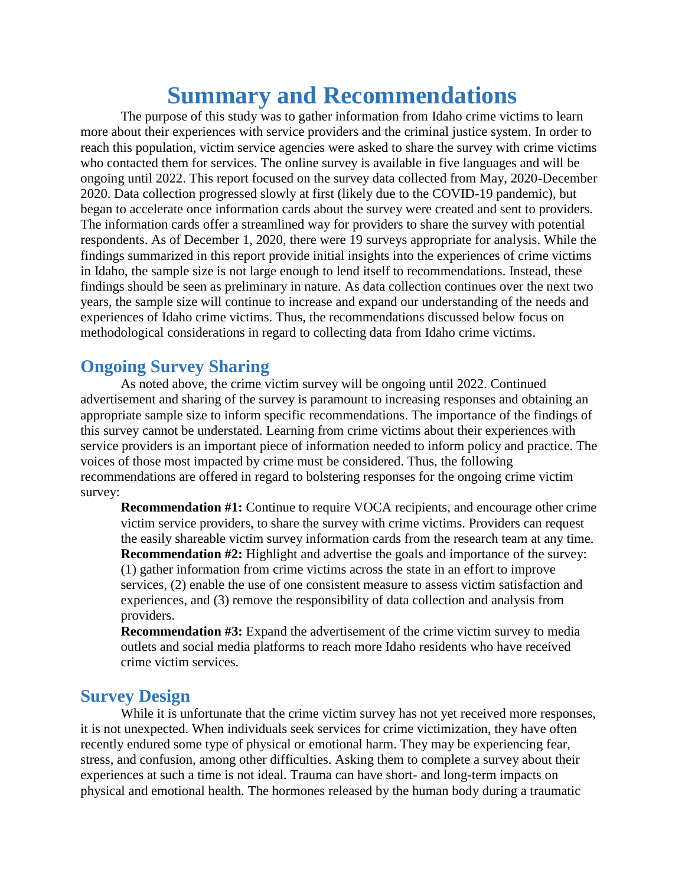# Summary and Recommendations

The purpose of this study was to gather information from Idaho crime victims to learn more about their experiences with service providers and the criminal justice system. In order to reach this population, victim service agencies were asked to share the survey with crime victims who contacted them for services. The online survey is available in five languages and will be ongoing until 2022. This report focused on the survey data collected from May, 2020-December 2020. Data collection progressed slowly at first (likely due to the COVID-19 pandemic), but began to accelerate once information cards about the survey were created and sent to providers. The information cards offer a streamlined way for providers to share the survey with potential respondents. As of December 1, 2020, there were 19 surveys appropriate for analysis. While the findings summarized in this report provide initial insights into the experiences of crime victims in Idaho, the sample size is not large enough to lend itself to recommendations. Instead, these findings should be seen as preliminary in nature. As data collection continues over the next two years, the sample size will continue to increase and expand our understanding of the needs and experiences of Idaho crime victims. Thus, the recommendations discussed below focus on methodological considerations in regard to collecting data from Idaho crime victims.

## Ongoing Survey Sharing

As noted above, the crime victim survey will be ongoing until 2022. Continued advertisement and sharing of the survey is paramount to increasing responses and obtaining an appropriate sample size to inform specific recommendations. The importance of the findings of this survey cannot be understated. Learning from crime victims about their experiences with service providers is an important piece of information needed to inform policy and practice. The voices of those most impacted by crime must be considered. Thus, the following recommendations are offered in regard to bolstering responses for the ongoing crime victim survey:

**Recommendation #1:** Continue to require VOCA recipients, and encourage other crime victim service providers, to share the survey with crime victims. Providers can request the easily shareable victim survey information cards from the research team at any time.

**Recommendation #2:** Highlight and advertise the goals and importance of the survey: (1) gather information from crime victims across the state in an effort to improve services, (2) enable the use of one consistent measure to assess victim satisfaction and experiences, and (3) remove the responsibility of data collection and analysis from providers.

**Recommendation #3:** Expand the advertisement of the crime victim survey to media outlets and social media platforms to reach more Idaho residents who have received crime victim services.

## Survey Design

While it is unfortunate that the crime victim survey has not yet received more responses, it is not unexpected. When individuals seek services for crime victimization, they have often recently endured some type of physical or emotional harm. They may be experiencing fear, stress, and confusion, among other difficulties. Asking them to complete a survey about their experiences at such a time is not ideal. Trauma can have short- and long-term impacts on physical and emotional health. The hormones released by the human body during a traumatic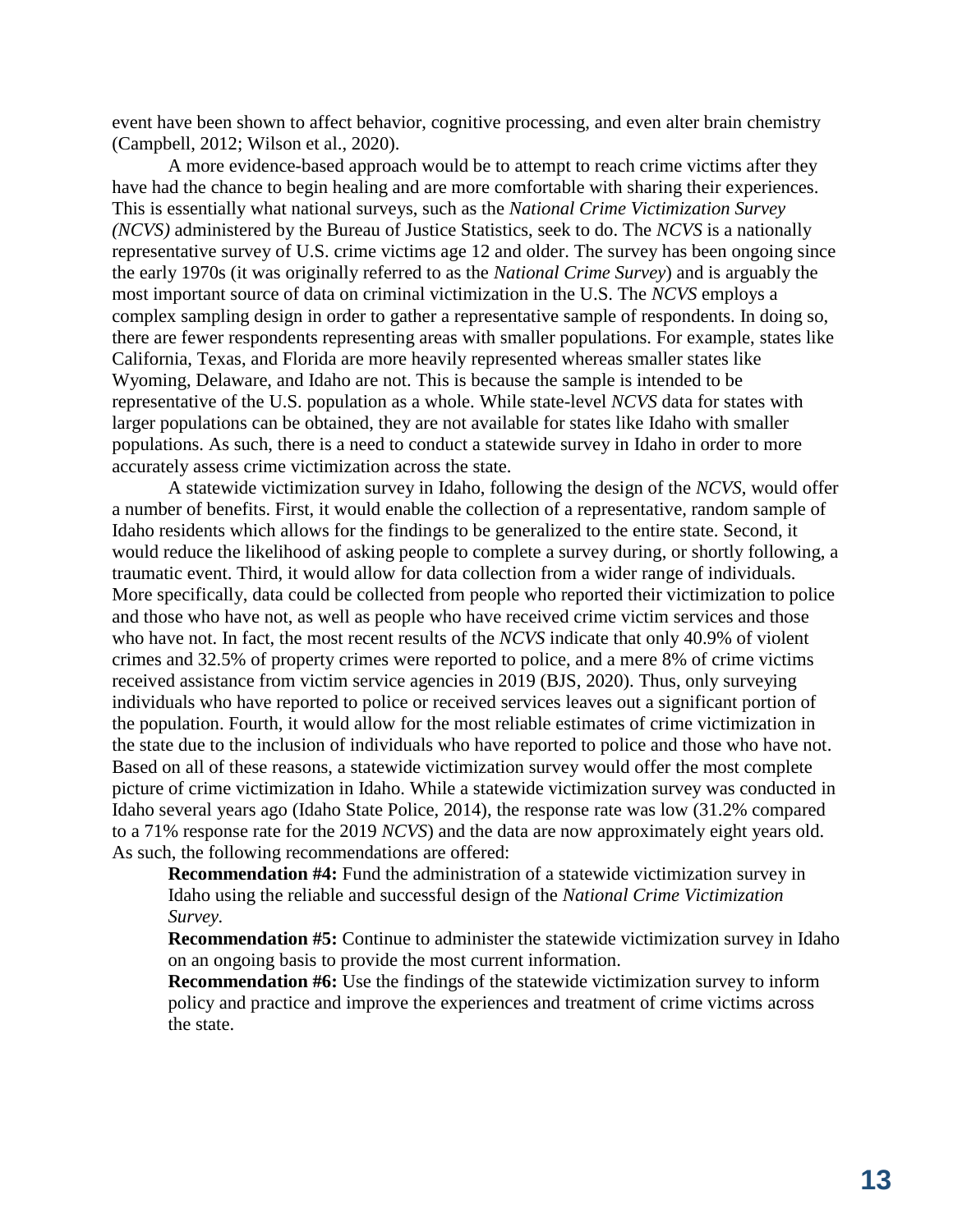event have been shown to affect behavior, cognitive processing, and even alter brain chemistry (Campbell, 2012; Wilson et al., 2020).

A more evidence-based approach would be to attempt to reach crime victims after they have had the chance to begin healing and are more comfortable with sharing their experiences. This is essentially what national surveys, such as the *National Crime Victimization Survey (NCVS)* administered by the Bureau of Justice Statistics, seek to do. The *NCVS* is a nationally representative survey of U.S. crime victims age 12 and older. The survey has been ongoing since the early 1970s (it was originally referred to as the *National Crime Survey*) and is arguably the most important source of data on criminal victimization in the U.S. The *NCVS* employs a complex sampling design in order to gather a representative sample of respondents. In doing so, there are fewer respondents representing areas with smaller populations. For example, states like California, Texas, and Florida are more heavily represented whereas smaller states like Wyoming, Delaware, and Idaho are not. This is because the sample is intended to be representative of the U.S. population as a whole. While state-level *NCVS* data for states with larger populations can be obtained, they are not available for states like Idaho with smaller populations. As such, there is a need to conduct a statewide survey in Idaho in order to more accurately assess crime victimization across the state.

A statewide victimization survey in Idaho, following the design of the *NCVS*, would offer a number of benefits. First, it would enable the collection of a representative, random sample of Idaho residents which allows for the findings to be generalized to the entire state. Second, it would reduce the likelihood of asking people to complete a survey during, or shortly following, a traumatic event. Third, it would allow for data collection from a wider range of individuals. More specifically, data could be collected from people who reported their victimization to police and those who have not, as well as people who have received crime victim services and those who have not. In fact, the most recent results of the *NCVS* indicate that only 40.9% of violent crimes and 32.5% of property crimes were reported to police, and a mere 8% of crime victims received assistance from victim service agencies in 2019 (BJS, 2020). Thus, only surveying individuals who have reported to police or received services leaves out a significant portion of the population. Fourth, it would allow for the most reliable estimates of crime victimization in the state due to the inclusion of individuals who have reported to police and those who have not. Based on all of these reasons, a statewide victimization survey would offer the most complete picture of crime victimization in Idaho. While a statewide victimization survey was conducted in Idaho several years ago (Idaho State Police, 2014), the response rate was low (31.2% compared to a 71% response rate for the 2019 *NCVS*) and the data are now approximately eight years old. As such, the following recommendations are offered:

**Recommendation #4:** Fund the administration of a statewide victimization survey in Idaho using the reliable and successful design of the *National Crime Victimization Survey.*

**Recommendation #5:** Continue to administer the statewide victimization survey in Idaho on an ongoing basis to provide the most current information.

**Recommendation #6:** Use the findings of the statewide victimization survey to inform policy and practice and improve the experiences and treatment of crime victims across the state.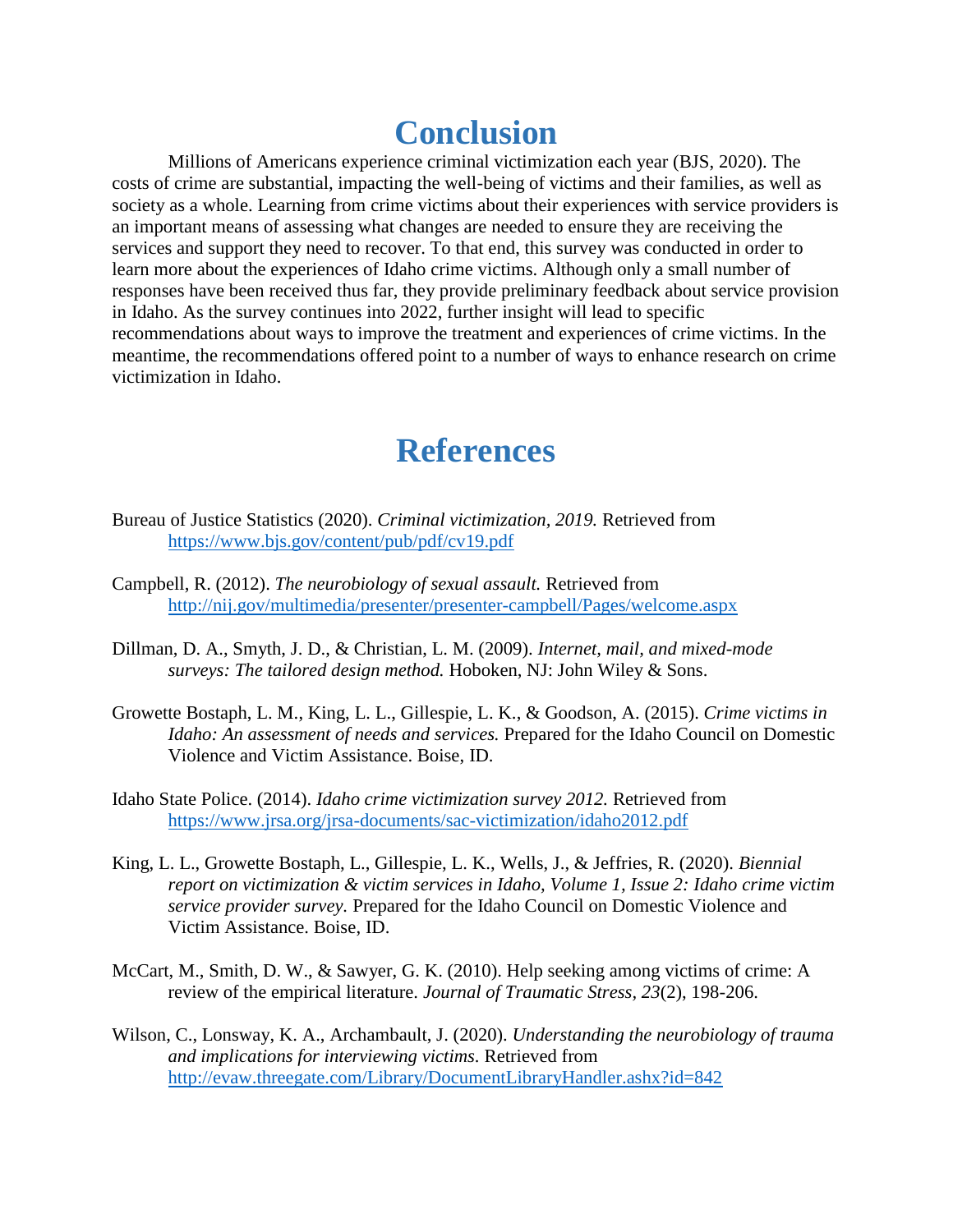# Conclusion

Millions of Americans experience criminal victimization each year (BJS, 2020). The costs of crime are substantial, impacting the well-being of victims and their families, as well as society as a whole. Learning from crime victims about their experiences with service providers is an important means of assessing what changes are needed to ensure they are receiving the services and support they need to recover. To that end, this survey was conducted in order to learn more about the experiences of Idaho crime victims. Although only a small number of responses have been received thus far, they provide preliminary feedback about service provision in Idaho. As the survey continues into 2022, further insight will lead to specific recommendations about ways to improve the treatment and experiences of crime victims. In the meantime, the recommendations offered point to a number of ways to enhance research on crime victimization in Idaho.

# References

Bureau of Justice Statistics (2020). *Criminal victimization, 2019.* Retrieved from https://www.bjs.gov/content/pub/pdf/cv19.pdf

Campbell, R. (2012). *The neurobiology of sexual assault.* Retrieved from http://nij.gov/multimedia/presenter/presenter-campbell/Pages/welcome.aspx

Dillman, D. A., Smyth, J. D., & Christian, L. M. (2009). *Internet, mail, and mixed-mode surveys: The tailored design method.* Hoboken, NJ: John Wiley & Sons.

Growette Bostaph, L. M., King, L. L., Gillespie, L. K., & Goodson, A. (2015). *Crime victims in Idaho: An assessment of needs and services.* Prepared for the Idaho Council on Domestic Violence and Victim Assistance. Boise, ID.

Idaho State Police. (2014). *Idaho crime victimization survey 2012.* Retrieved from https://www.jrsa.org/jrsa-documents/sac-victimization/idaho2012.pdf

King, L. L., Growette Bostaph, L., Gillespie, L. K., Wells, J., & Jeffries, R. (2020). *Biennial report on victimization & victim services in Idaho, Volume 1, Issue 2: Idaho crime victim service provider survey.* Prepared for the Idaho Council on Domestic Violence and Victim Assistance. Boise, ID.

McCart, M., Smith, D. W., & Sawyer, G. K. (2010). Help seeking among victims of crime: A review of the empirical literature. *Journal of Traumatic Stress*, *23*(2), 198-206.

Wilson, C., Lonsway, K. A., Archambault, J. (2020). *Understanding the neurobiology of trauma and implications for interviewing victims.* Retrieved from http://evaw.threegate.com/Library/DocumentLibraryHandler.ashx?id=842